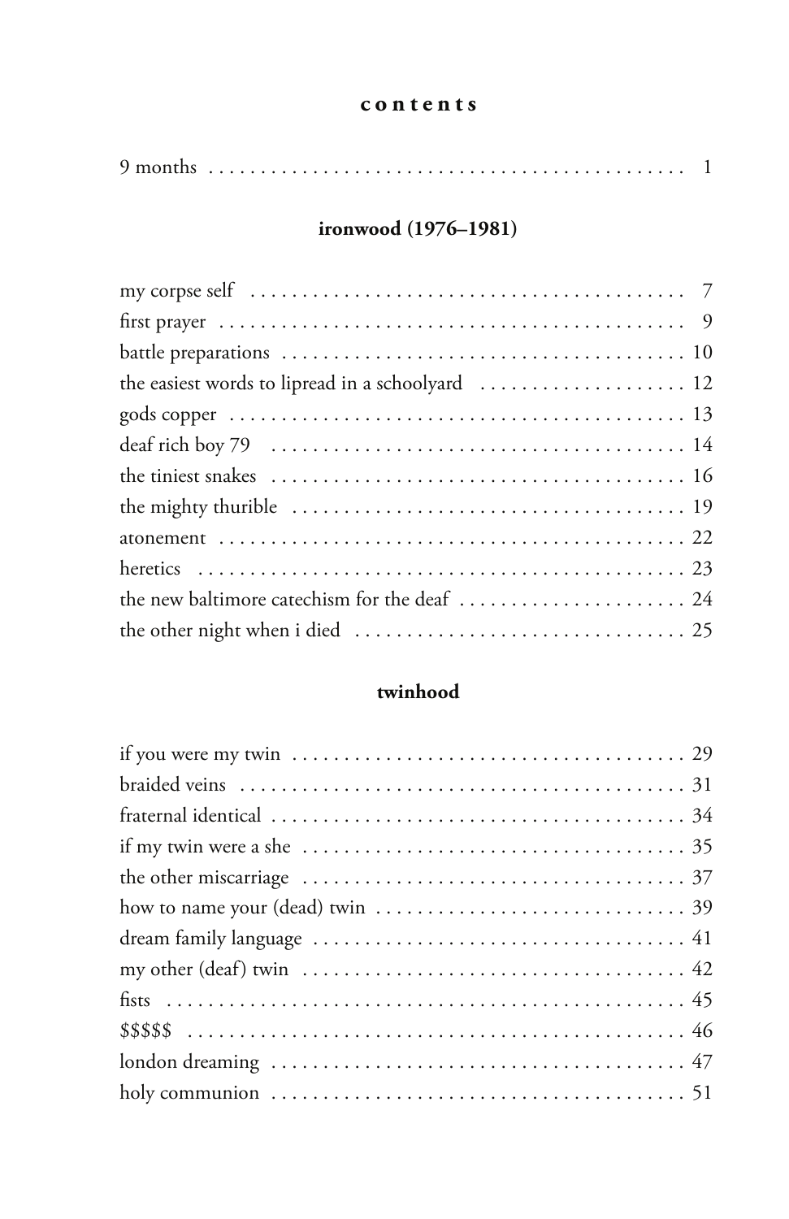# contents

9 months ........ 1

## ironwood (1976–1981)

my corpse self ........ 7
first prayer ........ 9
battle preparations ........ 10
the easiest words to lipread in a schoolyard ........ 12
gods copper ........ 13
deaf rich boy 79 ........ 14
the tiniest snakes ........ 16
the mighty thurible ........ 19
atonement ........ 22
heretics ........ 23
the new baltimore catechism for the deaf ........ 24
the other night when i died ........ 25

## twinhood

if you were my twin ........ 29
braided veins ........ 31
fraternal identical ........ 34
if my twin were a she ........ 35
the other miscarriage ........ 37
how to name your (dead) twin ........ 39
dream family language ........ 41
my other (deaf) twin ........ 42
fists ........ 45
$$$$$ ........ 46
london dreaming ........ 47
holy communion ........ 51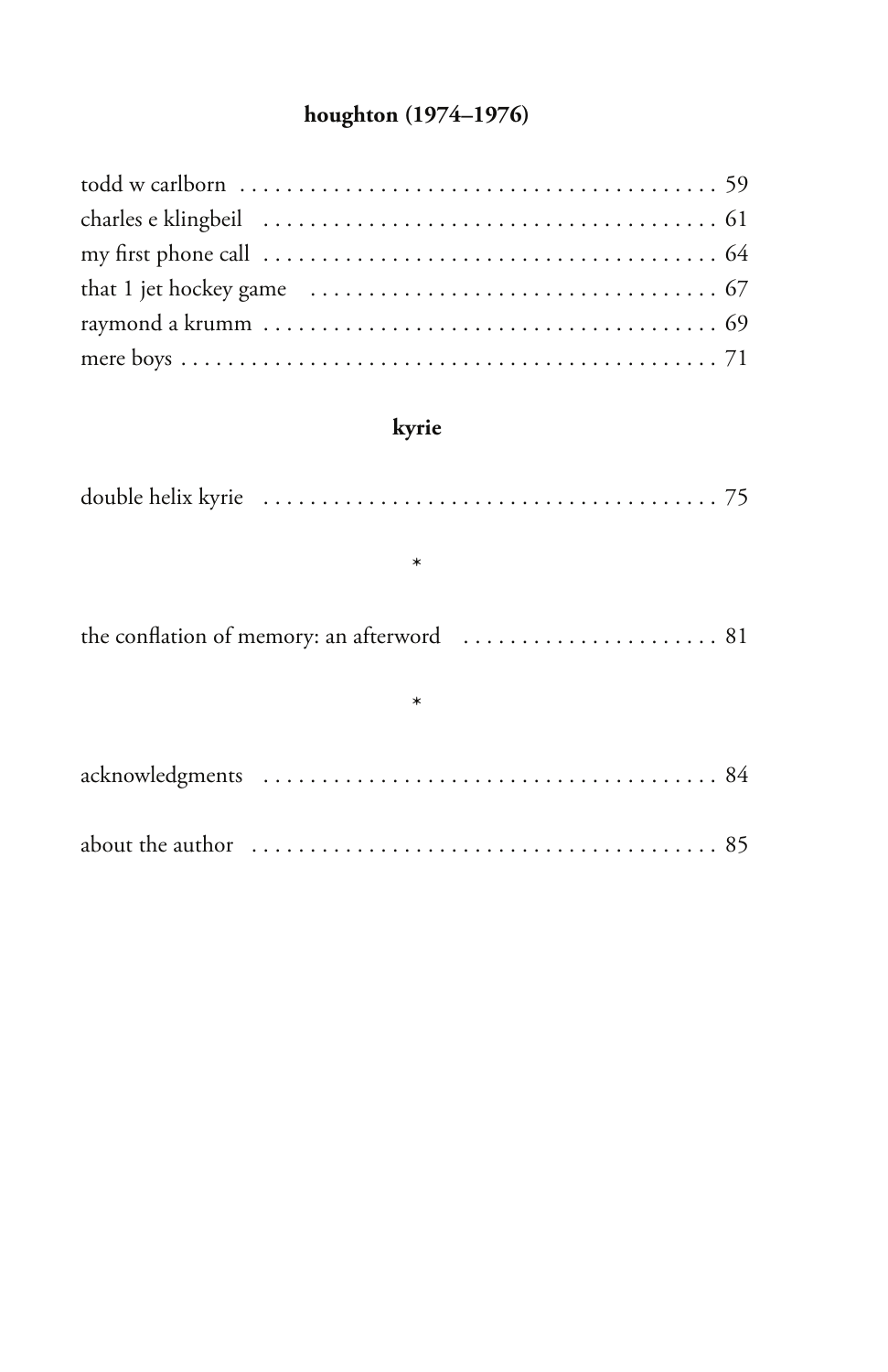## houghton (1974–1976)

todd w carlborn . . . . . . . . . . . . . . . . . . . . . . . . . . . . . . . . . . . . . . . . . 59
charles e klingbeil . . . . . . . . . . . . . . . . . . . . . . . . . . . . . . . . . . . . . . 61
my first phone call . . . . . . . . . . . . . . . . . . . . . . . . . . . . . . . . . . . . . . . 64
that 1 jet hockey game . . . . . . . . . . . . . . . . . . . . . . . . . . . . . . . . . . . 67
raymond a krumm . . . . . . . . . . . . . . . . . . . . . . . . . . . . . . . . . . . . . . . 69
mere boys . . . . . . . . . . . . . . . . . . . . . . . . . . . . . . . . . . . . . . . . . . . . . . . . 71

## kyrie

double helix kyrie . . . . . . . . . . . . . . . . . . . . . . . . . . . . . . . . . . . . . . . 75

*

the conflation of memory: an afterword . . . . . . . . . . . . . . . . . . . . . . 81

*

acknowledgments . . . . . . . . . . . . . . . . . . . . . . . . . . . . . . . . . . . . . . . 84

about the author . . . . . . . . . . . . . . . . . . . . . . . . . . . . . . . . . . . . . . . . 85